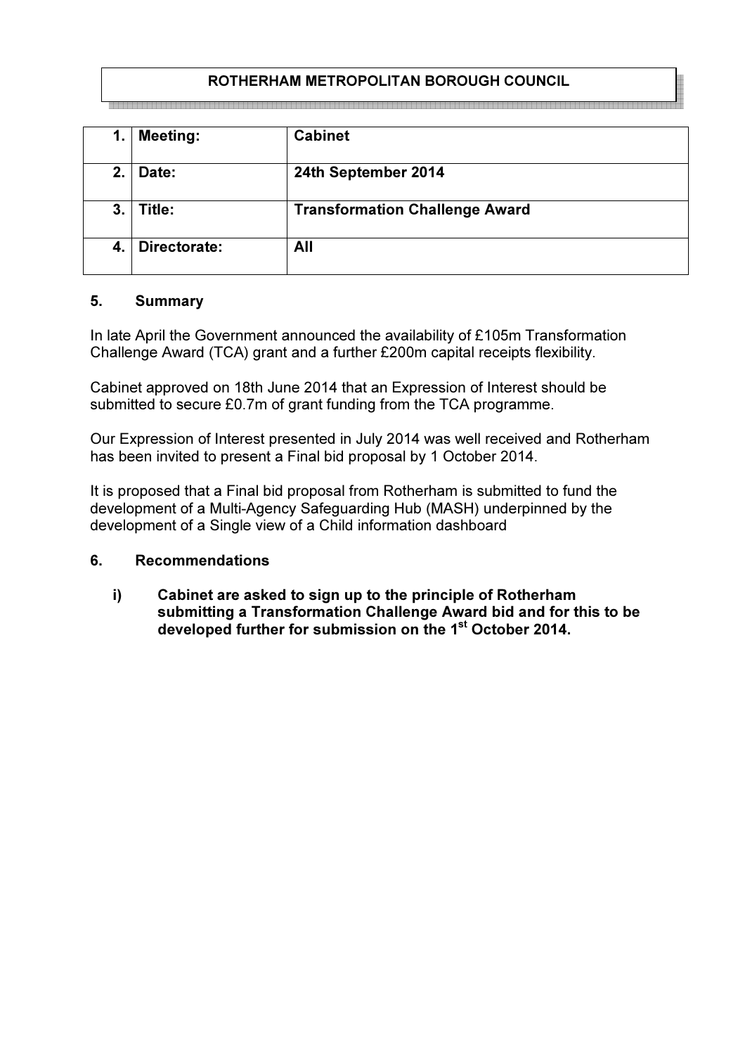# ROTHERHAM METROPOLITAN BOROUGH COUNCIL

| | | |
|---|---|---|
| 1. | **Meeting:** | **Cabinet** |
| 2. | **Date:** | **24th September 2014** |
| 3. | **Title:** | **Transformation Challenge Award** |
| 4. | **Directorate:** | **All** |

## 5. Summary

In late April the Government announced the availability of £105m Transformation Challenge Award (TCA) grant and a further £200m capital receipts flexibility.

Cabinet approved on 18th June 2014 that an Expression of Interest should be submitted to secure £0.7m of grant funding from the TCA programme.

Our Expression of Interest presented in July 2014 was well received and Rotherham has been invited to present a Final bid proposal by 1 October 2014.

It is proposed that a Final bid proposal from Rotherham is submitted to fund the development of a Multi-Agency Safeguarding Hub (MASH) underpinned by the development of a Single view of a Child information dashboard

## 6. Recommendations

i) **Cabinet are asked to sign up to the principle of Rotherham submitting a Transformation Challenge Award bid and for this to be developed further for submission on the 1st October 2014.**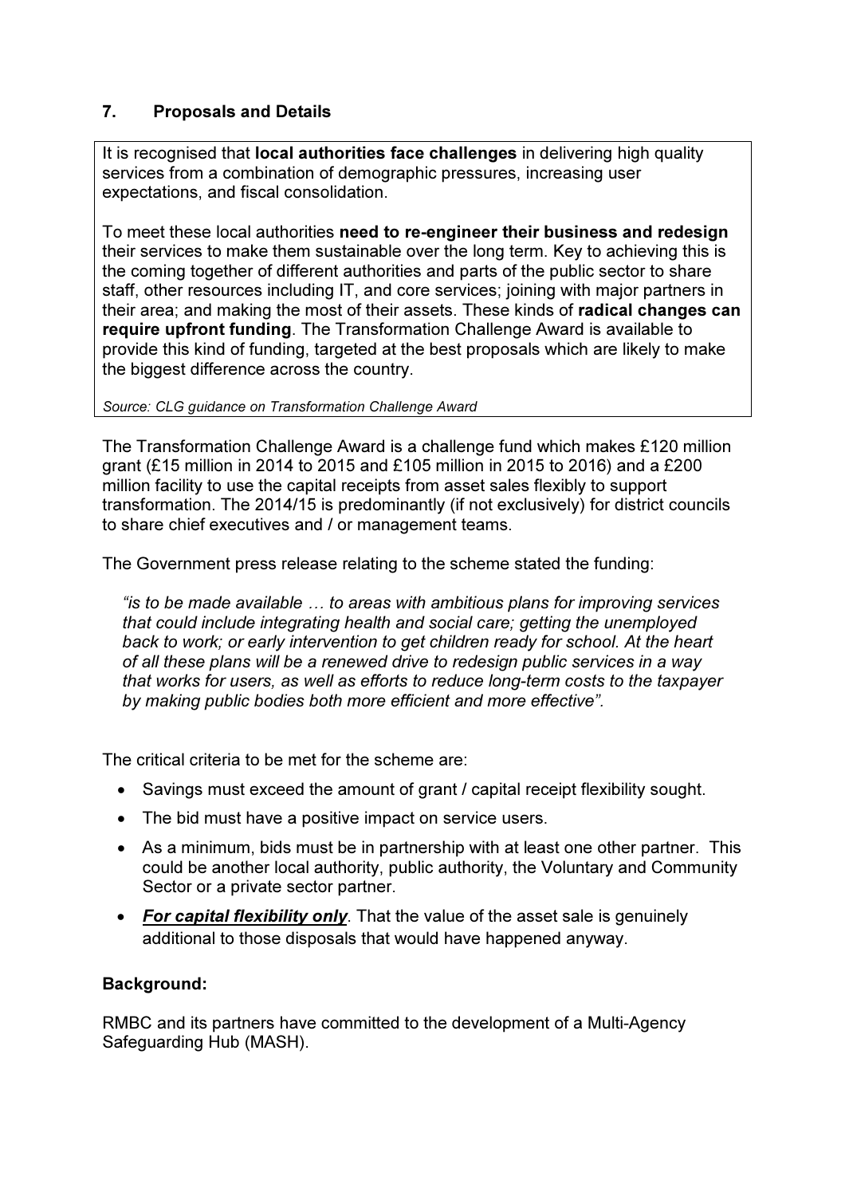## 7. Proposals and Details

> It is recognised that **local authorities face challenges** in delivering high quality services from a combination of demographic pressures, increasing user expectations, and fiscal consolidation.
>
> To meet these local authorities **need to re-engineer their business and redesign** their services to make them sustainable over the long term. Key to achieving this is the coming together of different authorities and parts of the public sector to share staff, other resources including IT, and core services; joining with major partners in their area; and making the most of their assets. These kinds of **radical changes can require upfront funding**. The Transformation Challenge Award is available to provide this kind of funding, targeted at the best proposals which are likely to make the biggest difference across the country.
>
> *Source: CLG guidance on Transformation Challenge Award*

The Transformation Challenge Award is a challenge fund which makes £120 million grant (£15 million in 2014 to 2015 and £105 million in 2015 to 2016) and a £200 million facility to use the capital receipts from asset sales flexibly to support transformation. The 2014/15 is predominantly (if not exclusively) for district councils to share chief executives and / or management teams.

The Government press release relating to the scheme stated the funding:

*"is to be made available … to areas with ambitious plans for improving services that could include integrating health and social care; getting the unemployed back to work; or early intervention to get children ready for school. At the heart of all these plans will be a renewed drive to redesign public services in a way that works for users, as well as efforts to reduce long-term costs to the taxpayer by making public bodies both more efficient and more effective".*

The critical criteria to be met for the scheme are:

- Savings must exceed the amount of grant / capital receipt flexibility sought.
- The bid must have a positive impact on service users.
- As a minimum, bids must be in partnership with at least one other partner. This could be another local authority, public authority, the Voluntary and Community Sector or a private sector partner.
- ***For capital flexibility only***. That the value of the asset sale is genuinely additional to those disposals that would have happened anyway.

**Background:**

RMBC and its partners have committed to the development of a Multi-Agency Safeguarding Hub (MASH).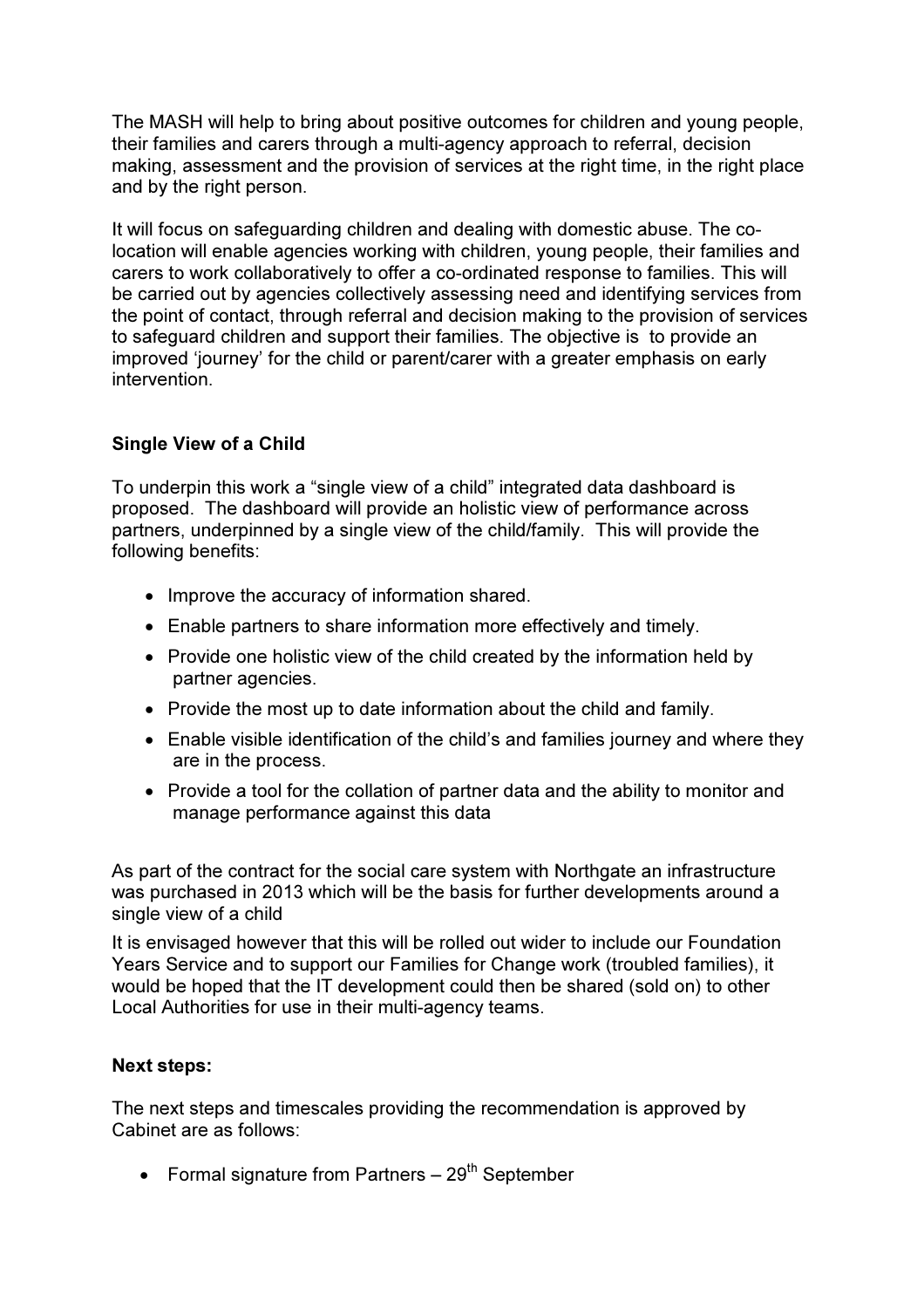The MASH will help to bring about positive outcomes for children and young people, their families and carers through a multi-agency approach to referral, decision making, assessment and the provision of services at the right time, in the right place and by the right person.

It will focus on safeguarding children and dealing with domestic abuse. The co-location will enable agencies working with children, young people, their families and carers to work collaboratively to offer a co-ordinated response to families. This will be carried out by agencies collectively assessing need and identifying services from the point of contact, through referral and decision making to the provision of services to safeguard children and support their families. The objective is to provide an improved 'journey' for the child or parent/carer with a greater emphasis on early intervention.

**Single View of a Child**

To underpin this work a "single view of a child" integrated data dashboard is proposed. The dashboard will provide an holistic view of performance across partners, underpinned by a single view of the child/family. This will provide the following benefits:

- Improve the accuracy of information shared.
- Enable partners to share information more effectively and timely.
- Provide one holistic view of the child created by the information held by partner agencies.
- Provide the most up to date information about the child and family.
- Enable visible identification of the child's and families journey and where they are in the process.
- Provide a tool for the collation of partner data and the ability to monitor and manage performance against this data

As part of the contract for the social care system with Northgate an infrastructure was purchased in 2013 which will be the basis for further developments around a single view of a child

It is envisaged however that this will be rolled out wider to include our Foundation Years Service and to support our Families for Change work (troubled families), it would be hoped that the IT development could then be shared (sold on) to other Local Authorities for use in their multi-agency teams.

**Next steps:**

The next steps and timescales providing the recommendation is approved by Cabinet are as follows:

- Formal signature from Partners – 29th September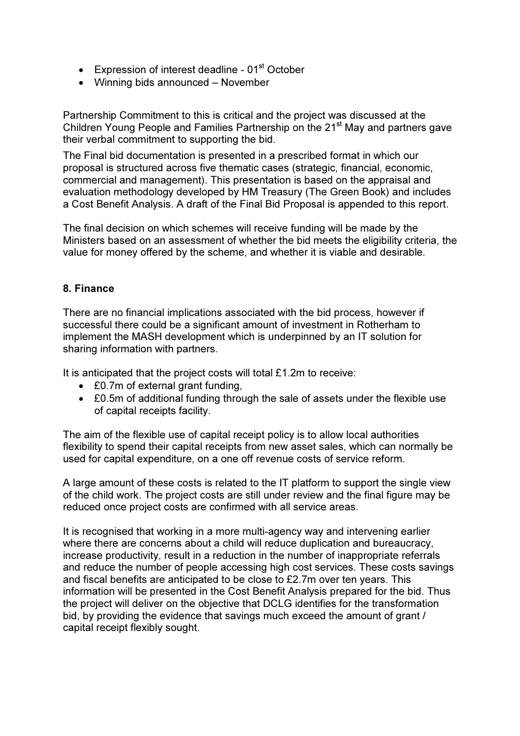- Expression of interest deadline - 01st October
- Winning bids announced – November

Partnership Commitment to this is critical and the project was discussed at the Children Young People and Families Partnership on the 21st May and partners gave their verbal commitment to supporting the bid.

The Final bid documentation is presented in a prescribed format in which our proposal is structured across five thematic cases (strategic, financial, economic, commercial and management). This presentation is based on the appraisal and evaluation methodology developed by HM Treasury (The Green Book) and includes a Cost Benefit Analysis. A draft of the Final Bid Proposal is appended to this report.

The final decision on which schemes will receive funding will be made by the Ministers based on an assessment of whether the bid meets the eligibility criteria, the value for money offered by the scheme, and whether it is viable and desirable.

## 8. Finance

There are no financial implications associated with the bid process, however if successful there could be a significant amount of investment in Rotherham to implement the MASH development which is underpinned by an IT solution for sharing information with partners.

It is anticipated that the project costs will total £1.2m to receive:

- £0.7m of external grant funding,
- £0.5m of additional funding through the sale of assets under the flexible use of capital receipts facility.

The aim of the flexible use of capital receipt policy is to allow local authorities flexibility to spend their capital receipts from new asset sales, which can normally be used for capital expenditure, on a one off revenue costs of service reform.

A large amount of these costs is related to the IT platform to support the single view of the child work. The project costs are still under review and the final figure may be reduced once project costs are confirmed with all service areas.

It is recognised that working in a more multi-agency way and intervening earlier where there are concerns about a child will reduce duplication and bureaucracy, increase productivity, result in a reduction in the number of inappropriate referrals and reduce the number of people accessing high cost services. These costs savings and fiscal benefits are anticipated to be close to £2.7m over ten years. This information will be presented in the Cost Benefit Analysis prepared for the bid. Thus the project will deliver on the objective that DCLG identifies for the transformation bid, by providing the evidence that savings much exceed the amount of grant / capital receipt flexibly sought.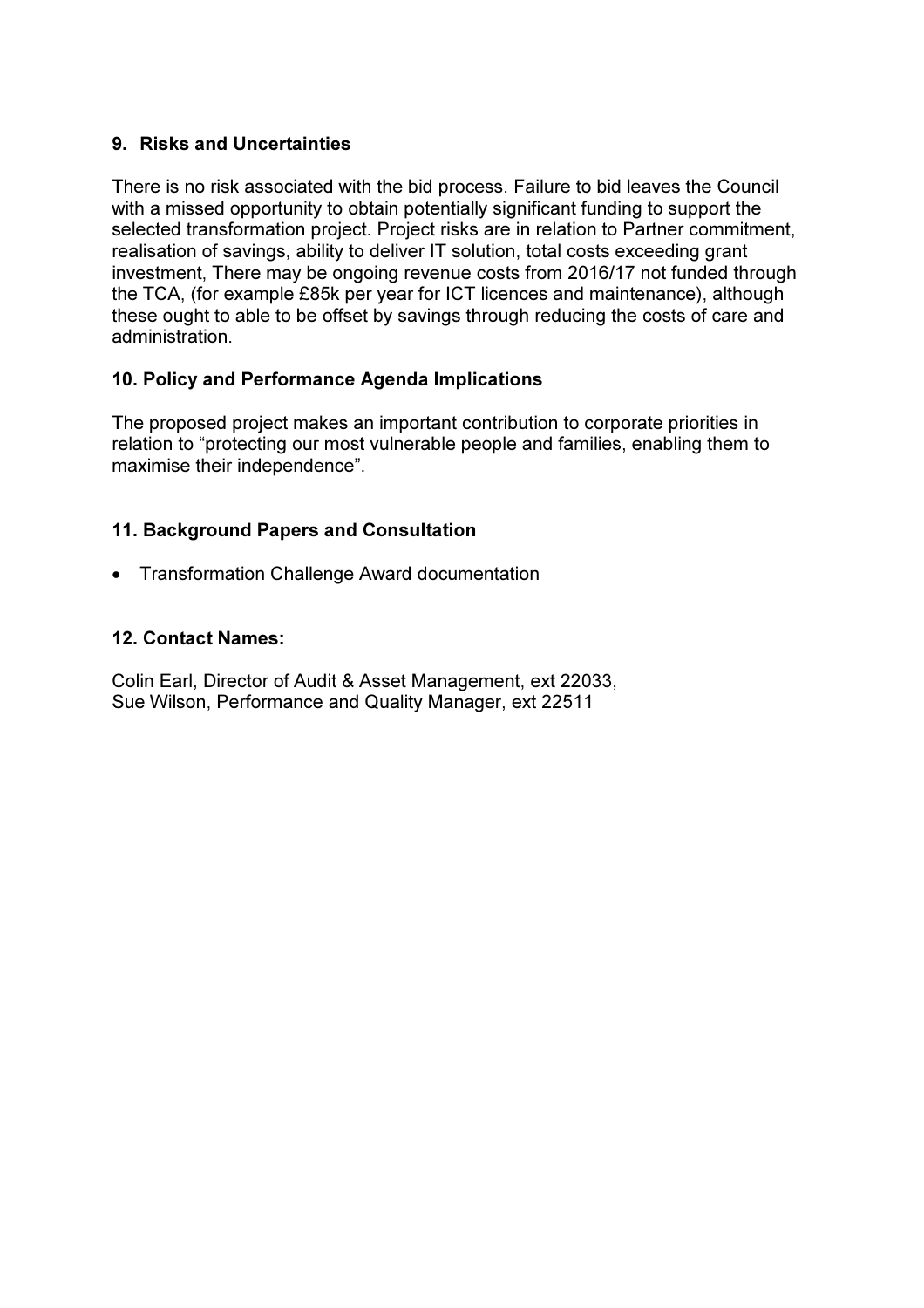## 9. Risks and Uncertainties

There is no risk associated with the bid process. Failure to bid leaves the Council with a missed opportunity to obtain potentially significant funding to support the selected transformation project. Project risks are in relation to Partner commitment, realisation of savings, ability to deliver IT solution, total costs exceeding grant investment, There may be ongoing revenue costs from 2016/17 not funded through the TCA, (for example £85k per year for ICT licences and maintenance), although these ought to able to be offset by savings through reducing the costs of care and administration.

## 10. Policy and Performance Agenda Implications

The proposed project makes an important contribution to corporate priorities in relation to "protecting our most vulnerable people and families, enabling them to maximise their independence".

## 11. Background Papers and Consultation

- Transformation Challenge Award documentation

## 12. Contact Names:

Colin Earl, Director of Audit & Asset Management, ext 22033,
Sue Wilson, Performance and Quality Manager, ext 22511